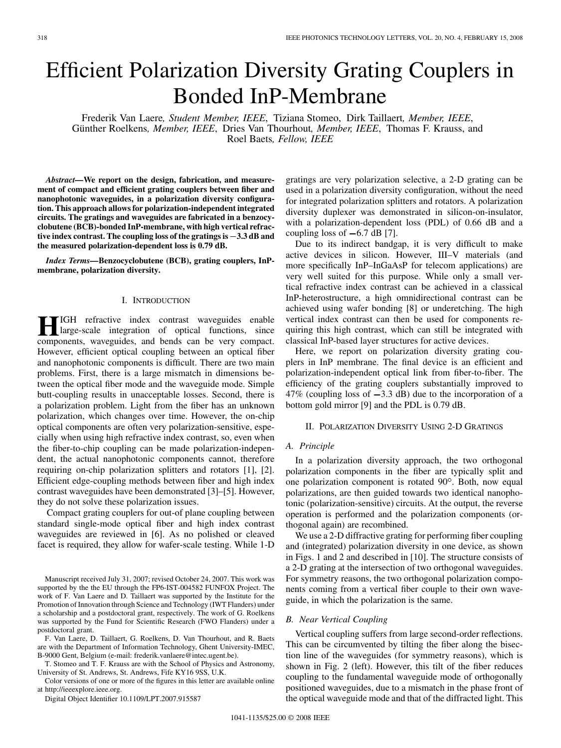# Efficient Polarization Diversity Grating Couplers in Bonded InP-Membrane

Frederik Van Laere, *Student Member, IEEE*, Tiziana Stomeo, Dirk Taillaert, *Member, IEEE*, Günther Roelkens, *Member, IEEE*, Dries Van Thourhout, *Member, IEEE*, Thomas F. Krauss, and Roel Baets, *Fellow, IEEE*

***Abstract*—We report on the design, fabrication, and measurement of compact and efficient grating couplers between fiber and nanophotonic waveguides, in a polarization diversity configuration. This approach allows for polarization-independent integrated circuits. The gratings and waveguides are fabricated in a benzocyclobutene (BCB)-bonded InP-membrane, with high vertical refractive index contrast. The coupling loss of the gratings is −3.3 dB and the measured polarization-dependent loss is 0.79 dB.**

***Index Terms*—Benzocyclobutene (BCB), grating couplers, InP-membrane, polarization diversity.**

## I. Introduction

High refractive index contrast waveguides enable large-scale integration of optical functions, since components, waveguides, and bends can be very compact. However, efficient optical coupling between an optical fiber and nanophotonic components is difficult. There are two main problems. First, there is a large mismatch in dimensions between the optical fiber mode and the waveguide mode. Simple butt-coupling results in unacceptable losses. Second, there is a polarization problem. Light from the fiber has an unknown polarization, which changes over time. However, the on-chip optical components are often very polarization-sensitive, especially when using high refractive index contrast, so, even when the fiber-to-chip coupling can be made polarization-independent, the actual nanophotonic components cannot, therefore requiring on-chip polarization splitters and rotators [1], [2]. Efficient edge-coupling methods between fiber and high index contrast waveguides have been demonstrated [3]–[5]. However, they do not solve these polarization issues.

Compact grating couplers for out-of plane coupling between standard single-mode optical fiber and high index contrast waveguides are reviewed in [6]. As no polished or cleaved facet is required, they allow for wafer-scale testing. While 1-D gratings are very polarization selective, a 2-D grating can be used in a polarization diversity configuration, without the need for integrated polarization splitters and rotators. A polarization diversity duplexer was demonstrated in silicon-on-insulator, with a polarization-dependent loss (PDL) of 0.66 dB and a coupling loss of −6.7 dB [7].

Due to its indirect bandgap, it is very difficult to make active devices in silicon. However, III–V materials (and more specifically InP–InGaAsP for telecom applications) are very well suited for this purpose. While only a small vertical refractive index contrast can be achieved in a classical InP-heterostructure, a high omnidirectional contrast can be achieved using wafer bonding [8] or underetching. The high vertical index contrast can then be used for components requiring this high contrast, which can still be integrated with classical InP-based layer structures for active devices.

Here, we report on polarization diversity grating couplers in InP membrane. The final device is an efficient and polarization-independent optical link from fiber-to-fiber. The efficiency of the grating couplers substantially improved to 47% (coupling loss of −3.3 dB) due to the incorporation of a bottom gold mirror [9] and the PDL is 0.79 dB.

## II. Polarization Diversity Using 2-D Gratings

### A. Principle

In a polarization diversity approach, the two orthogonal polarization components in the fiber are typically split and one polarization component is rotated 90°. Both, now equal polarizations, are then guided towards two identical nanophotonic (polarization-sensitive) circuits. At the output, the reverse operation is performed and the polarization components (orthogonal again) are recombined.

We use a 2-D diffractive grating for performing fiber coupling and (integrated) polarization diversity in one device, as shown in Figs. 1 and 2 and described in [10]. The structure consists of a 2-D grating at the intersection of two orthogonal waveguides. For symmetry reasons, the two orthogonal polarization components coming from a vertical fiber couple to their own waveguide, in which the polarization is the same.

### B. Near Vertical Coupling

Vertical coupling suffers from large second-order reflections. This can be circumvented by tilting the fiber along the bisection line of the waveguides (for symmetry reasons), which is shown in Fig. 2 (left). However, this tilt of the fiber reduces coupling to the fundamental waveguide mode of orthogonally positioned waveguides, due to a mismatch in the phase front of the optical waveguide mode and that of the diffracted light. This

---

Manuscript received July 31, 2007; revised October 24, 2007. This work was supported by the the EU through the FP6-IST-004582 FUNFOX Project. The work of F. Van Laere and D. Taillaert was supported by the Institute for the Promotion of Innovation through Science and Technology (IWT Flanders) under a scholarship and a postdoctoral grant, respectively. The work of G. Roelkens was supported by the Fund for Scientific Research (FWO Flanders) under a postdoctoral grant.

F. Van Laere, D. Taillaert, G. Roelkens, D. Van Thourhout, and R. Baets are with the Department of Information Technology, Ghent University-IMEC, B-9000 Gent, Belgium (e-mail: frederik.vanlaere@intec.ugent.be).

T. Stomeo and T. F. Krauss are with the School of Physics and Astronomy, University of St. Andrews, St. Andrews, Fife KY16 9SS, U.K.

Color versions of one or more of the figures in this letter are available online at http://ieeexplore.ieee.org.

Digital Object Identifier 10.1109/LPT.2007.915587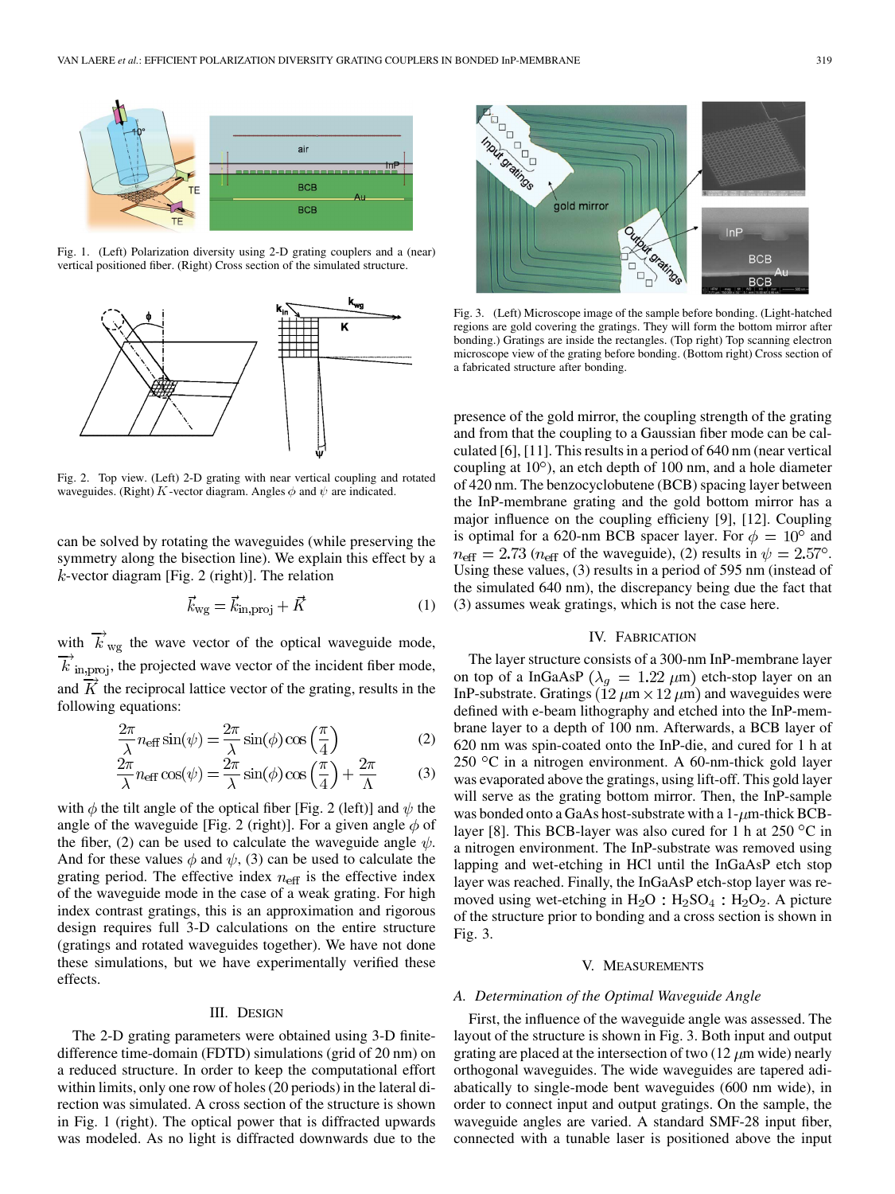Fig. 1. (Left) Polarization diversity using 2-D grating couplers and a (near) vertical positioned fiber. (Right) Cross section of the simulated structure.

Fig. 2. Top view. (Left) 2-D grating with near vertical coupling and rotated waveguides. (Right) $K$-vector diagram. Angles $\phi$ and $\psi$ are indicated.

can be solved by rotating the waveguides (while preserving the symmetry along the bisection line). We explain this effect by a $k$-vector diagram [Fig. 2 (right)]. The relation

$$\vec{k}_{\text{wg}} = \vec{k}_{\text{in,proj}} + \vec{K} \tag{1}$$

with $\vec{k}_{\text{wg}}$ the wave vector of the optical waveguide mode, $\vec{k}_{\text{in,proj}}$ the projected wave vector of the incident fiber mode, and $\vec{K}$ the reciprocal lattice vector of the grating, results in the following equations:

$$\frac{2\pi}{\lambda} n_{\text{eff}} \sin(\psi) = \frac{2\pi}{\lambda} \sin(\phi) \cos\left(\frac{\pi}{4}\right) \tag{2}$$

$$\frac{2\pi}{\lambda} n_{\text{eff}} \cos(\psi) = \frac{2\pi}{\lambda} \sin(\phi) \cos\left(\frac{\pi}{4}\right) + \frac{2\pi}{\Lambda} \tag{3}$$

with $\phi$ the tilt angle of the optical fiber [Fig. 2 (left)] and $\psi$ the angle of the waveguide [Fig. 2 (right)]. For a given angle $\phi$ of the fiber, (2) can be used to calculate the waveguide angle $\psi$. And for these values $\phi$ and $\psi$, (3) can be used to calculate the grating period. The effective index $n_{\text{eff}}$ is the effective index of the waveguide mode in the case of a weak grating. For high index contrast gratings, this is an approximation and rigorous design requires full 3-D calculations on the entire structure (gratings and rotated waveguides together). We have not done these simulations, but we have experimentally verified these effects.

## III. Design

The 2-D grating parameters were obtained using 3-D finite-difference time-domain (FDTD) simulations (grid of 20 nm) on a reduced structure. In order to keep the computational effort within limits, only one row of holes (20 periods) in the lateral direction was simulated. A cross section of the structure is shown in Fig. 1 (right). The optical power that is diffracted upwards was modeled. As no light is diffracted downwards due to the presence of the gold mirror, the coupling strength of the grating and from that the coupling to a Gaussian fiber mode can be calculated [6], [11]. This results in a period of 640 nm (near vertical coupling at 10°), an etch depth of 100 nm, and a hole diameter of 420 nm. The benzocyclobutene (BCB) spacing layer between the InP-membrane grating and the gold bottom mirror has a major influence on the coupling efficieny [9], [12]. Coupling is optimal for a 620-nm BCB spacer layer. For $\phi = 10°$ and $n_{\text{eff}} = 2.73$ ($n_{\text{eff}}$ of the waveguide), (2) results in $\psi = 2.57°$. Using these values, (3) results in a period of 595 nm (instead of the simulated 640 nm), the discrepancy being due the fact that (3) assumes weak gratings, which is not the case here.

Fig. 3. (Left) Microscope image of the sample before bonding. (Light-hatched regions are gold covering the gratings. They will form the bottom mirror after bonding.) Gratings are inside the rectangles. (Top right) Top scanning electron microscope view of the grating before bonding. (Bottom right) Cross section of a fabricated structure after bonding.

## IV. Fabrication

The layer structure consists of a 300-nm InP-membrane layer on top of a InGaAsP ($\lambda_g = 1.22\ \mu$m) etch-stop layer on an InP-substrate. Gratings ($12\ \mu\text{m} \times 12\ \mu\text{m}$) and waveguides were defined with e-beam lithography and etched into the InP-membrane layer to a depth of 100 nm. Afterwards, a BCB layer of 620 nm was spin-coated onto the InP-die, and cured for 1 h at 250 °C in a nitrogen environment. A 60-nm-thick gold layer was evaporated above the gratings, using lift-off. This gold layer will serve as the grating bottom mirror. Then, the InP-sample was bonded onto a GaAs host-substrate with a 1-$\mu$m-thick BCB-layer [8]. This BCB-layer was also cured for 1 h at 250 °C in a nitrogen environment. The InP-substrate was removed using lapping and wet-etching in HCl until the InGaAsP etch stop layer was reached. Finally, the InGaAsP etch-stop layer was removed using wet-etching in $H_2O : H_2SO_4 : H_2O_2$. A picture of the structure prior to bonding and a cross section is shown in Fig. 3.

## V. Measurements

### A. Determination of the Optimal Waveguide Angle

First, the influence of the waveguide angle was assessed. The layout of the structure is shown in Fig. 3. Both input and output grating are placed at the intersection of two (12 $\mu$m wide) nearly orthogonal waveguides. The wide waveguides are tapered adiabatically to single-mode bent waveguides (600 nm wide), in order to connect input and output gratings. On the sample, the waveguide angles are varied. A standard SMF-28 input fiber, connected with a tunable laser is positioned above the input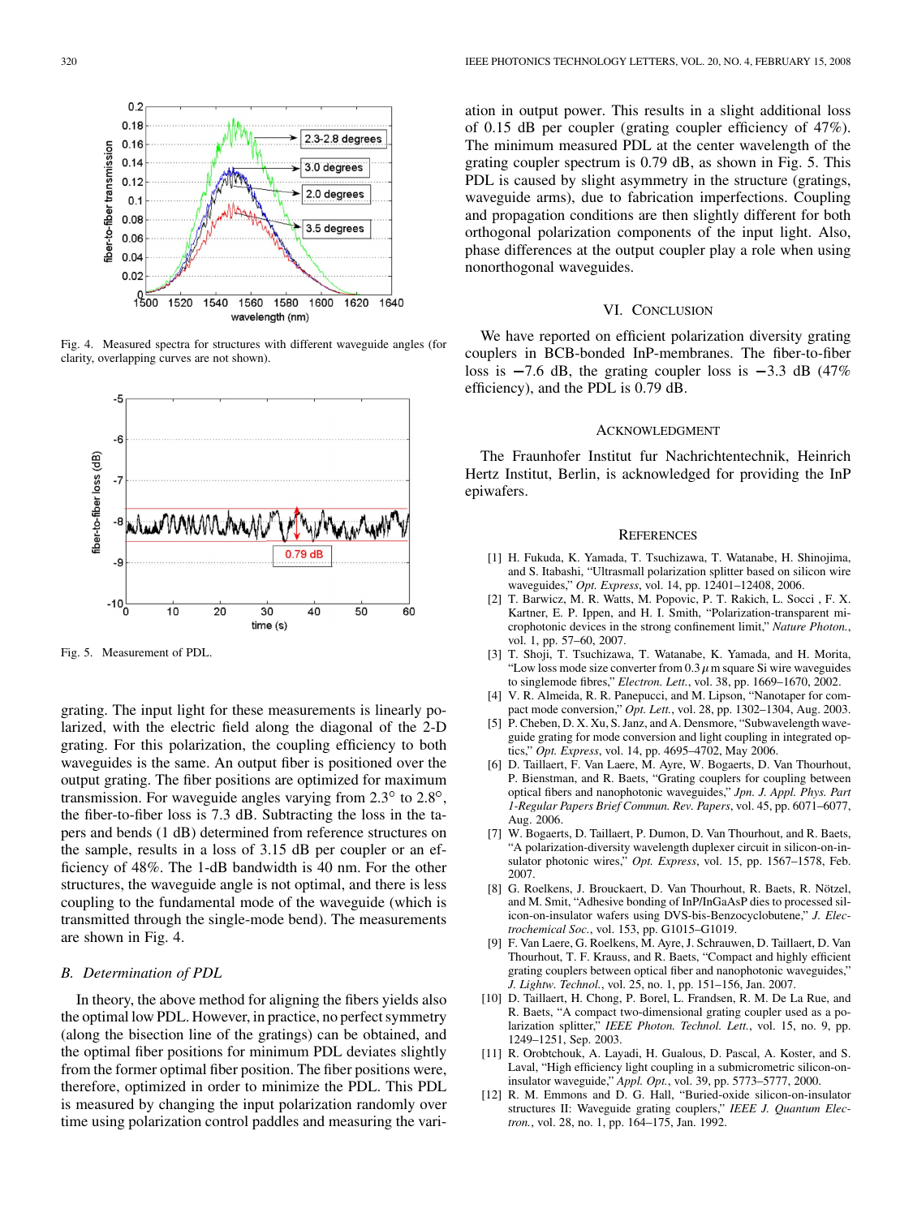0.2
0.18
0.16
0.14
0.12
0.1
0.08
0.06
0.04
0.02
0
fiber-to-fiber transmission
1500 1520 1540 1560 1580 1600 1620 1640
wavelength (nm)
2.3-2.8 degrees
3.0 degrees
2.0 degrees
3.5 degrees

Fig. 4. Measured spectra for structures with different waveguide angles (for clarity, overlapping curves are not shown).

-5
-6
-7
-8
-9
-10
fiber-to-fiber loss (dB)
0 10 20 30 40 50 60
time (s)
0.79 dB

Fig. 5. Measurement of PDL.

grating. The input light for these measurements is linearly polarized, with the electric field along the diagonal of the 2-D grating. For this polarization, the coupling efficiency to both waveguides is the same. An output fiber is positioned over the output grating. The fiber positions are optimized for maximum transmission. For waveguide angles varying from 2.3° to 2.8°, the fiber-to-fiber loss is 7.3 dB. Subtracting the loss in the tapers and bends (1 dB) determined from reference structures on the sample, results in a loss of 3.15 dB per coupler or an efficiency of 48%. The 1-dB bandwidth is 40 nm. For the other structures, the waveguide angle is not optimal, and there is less coupling to the fundamental mode of the waveguide (which is transmitted through the single-mode bend). The measurements are shown in Fig. 4.

### B. Determination of PDL

In theory, the above method for aligning the fibers yields also the optimal low PDL. However, in practice, no perfect symmetry (along the bisection line of the gratings) can be obtained, and the optimal fiber positions for minimum PDL deviates slightly from the former optimal fiber position. The fiber positions were, therefore, optimized in order to minimize the PDL. This PDL is measured by changing the input polarization randomly over time using polarization control paddles and measuring the variation in output power. This results in a slight additional loss of 0.15 dB per coupler (grating coupler efficiency of 47%). The minimum measured PDL at the center wavelength of the grating coupler spectrum is 0.79 dB, as shown in Fig. 5. This PDL is caused by slight asymmetry in the structure (gratings, waveguide arms), due to fabrication imperfections. Coupling and propagation conditions are then slightly different for both orthogonal polarization components of the input light. Also, phase differences at the output coupler play a role when using nonorthogonal waveguides.

## VI. Conclusion

We have reported on efficient polarization diversity grating couplers in BCB-bonded InP-membranes. The fiber-to-fiber loss is −7.6 dB, the grating coupler loss is −3.3 dB (47% efficiency), and the PDL is 0.79 dB.

## Acknowledgment

The Fraunhofer Institut fur Nachrichtentechnik, Heinrich Hertz Institut, Berlin, is acknowledged for providing the InP epiwafers.

## References

[1] H. Fukuda, K. Yamada, T. Tsuchizawa, T. Watanabe, H. Shinojima, and S. Itabashi, "Ultrasmall polarization splitter based on silicon wire waveguides," *Opt. Express*, vol. 14, pp. 12401–12408, 2006.

[2] T. Barwicz, M. R. Watts, M. Popovic, P. T. Rakich, L. Socci , F. X. Kartner, E. P. Ippen, and H. I. Smith, "Polarization-transparent microphotonic devices in the strong confinement limit," *Nature Photon.*, vol. 1, pp. 57–60, 2007.

[3] T. Shoji, T. Tsuchizawa, T. Watanabe, K. Yamada, and H. Morita, "Low loss mode size converter from 0.3 $\mu$m square Si wire waveguides to singlemode fibres," *Electron. Lett.*, vol. 38, pp. 1669–1670, 2002.

[4] V. R. Almeida, R. R. Panepucci, and M. Lipson, "Nanotaper for compact mode conversion," *Opt. Lett.*, vol. 28, pp. 1302–1304, Aug. 2003.

[5] P. Cheben, D. X. Xu, S. Janz, and A. Densmore, "Subwavelength waveguide grating for mode conversion and light coupling in integrated optics," *Opt. Express*, vol. 14, pp. 4695–4702, May 2006.

[6] D. Taillaert, F. Van Laere, M. Ayre, W. Bogaerts, D. Van Thourhout, P. Bienstman, and R. Baets, "Grating couplers for coupling between optical fibers and nanophotonic waveguides," *Jpn. J. Appl. Phys. Part 1-Regular Papers Brief Commun. Rev. Papers*, vol. 45, pp. 6071–6077, Aug. 2006.

[7] W. Bogaerts, D. Taillaert, P. Dumon, D. Van Thourhout, and R. Baets, "A polarization-diversity wavelength duplexer circuit in silicon-on-insulator photonic wires," *Opt. Express*, vol. 15, pp. 1567–1578, Feb. 2007.

[8] G. Roelkens, J. Brouckaert, D. Van Thourhout, R. Baets, R. Nötzel, and M. Smit, "Adhesive bonding of InP/InGaAsP dies to processed silicon-on-insulator wafers using DVS-bis-Benzocyclobutene," *J. Electrochemical Soc.*, vol. 153, pp. G1015–G1019.

[9] F. Van Laere, G. Roelkens, M. Ayre, J. Schrauwen, D. Taillaert, D. Van Thourhout, T. F. Krauss, and R. Baets, "Compact and highly efficient grating couplers between optical fiber and nanophotonic waveguides," *J. Lightw. Technol.*, vol. 25, no. 1, pp. 151–156, Jan. 2007.

[10] D. Taillaert, H. Chong, P. Borel, L. Frandsen, R. M. De La Rue, and R. Baets, "A compact two-dimensional grating coupler used as a polarization splitter," *IEEE Photon. Technol. Lett.*, vol. 15, no. 9, pp. 1249–1251, Sep. 2003.

[11] R. Orobtchouk, A. Layadi, H. Gualous, D. Pascal, A. Koster, and S. Laval, "High efficiency light coupling in a submicrometric silicon-on-insulator waveguide," *Appl. Opt.*, vol. 39, pp. 5773–5777, 2000.

[12] R. M. Emmons and D. G. Hall, "Buried-oxide silicon-on-insulator structures II: Waveguide grating couplers," *IEEE J. Quantum Electron.*, vol. 28, no. 1, pp. 164–175, Jan. 1992.